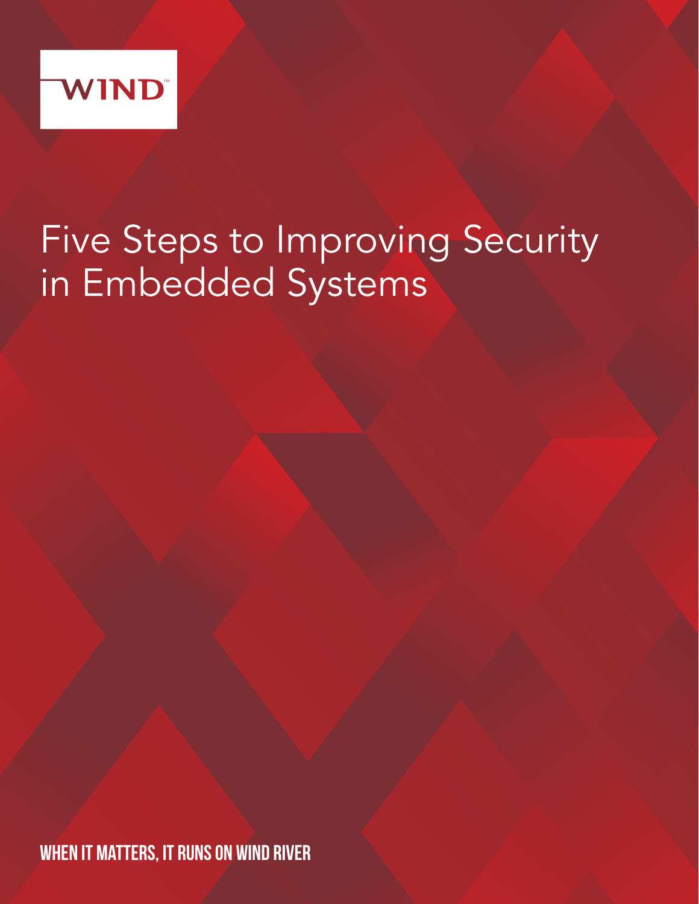WIND™

# Five Steps to Improving Security in Embedded Systems

**WHEN IT MATTERS, IT RUNS ON WIND RIVER**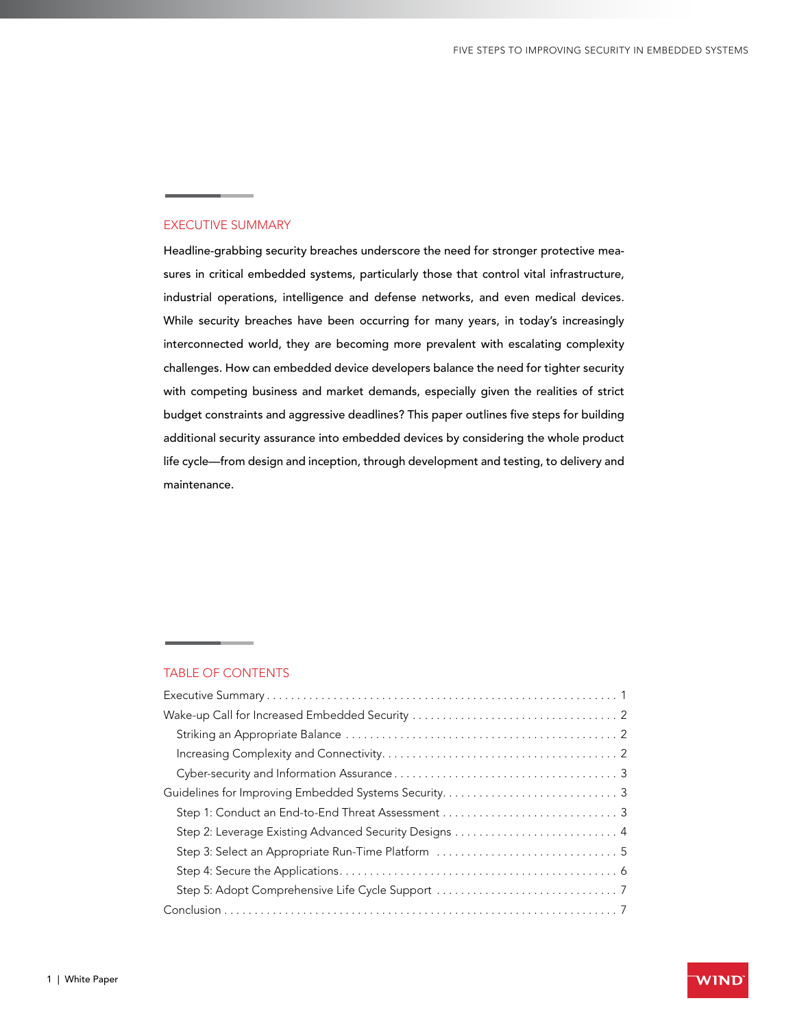## EXECUTIVE SUMMARY

Headline-grabbing security breaches underscore the need for stronger protective measures in critical embedded systems, particularly those that control vital infrastructure, industrial operations, intelligence and defense networks, and even medical devices. While security breaches have been occurring for many years, in today's increasingly interconnected world, they are becoming more prevalent with escalating complexity challenges. How can embedded device developers balance the need for tighter security with competing business and market demands, especially given the realities of strict budget constraints and aggressive deadlines? This paper outlines five steps for building additional security assurance into embedded devices by considering the whole product life cycle—from design and inception, through development and testing, to delivery and maintenance.

## TABLE OF CONTENTS

Executive Summary . . . . . . . . . . 1
Wake-up Call for Increased Embedded Security . . . . . . . . . . 2
- Striking an Appropriate Balance . . . . . . . . . . 2
- Increasing Complexity and Connectivity . . . . . . . . . . 2
- Cyber-security and Information Assurance . . . . . . . . . . 3

Guidelines for Improving Embedded Systems Security . . . . . . . . . . 3
- Step 1: Conduct an End-to-End Threat Assessment . . . . . . . . . . 3
- Step 2: Leverage Existing Advanced Security Designs . . . . . . . . . . 4
- Step 3: Select an Appropriate Run-Time Platform . . . . . . . . . . 5
- Step 4: Secure the Applications . . . . . . . . . . 6
- Step 5: Adopt Comprehensive Life Cycle Support . . . . . . . . . . 7

Conclusion . . . . . . . . . . 7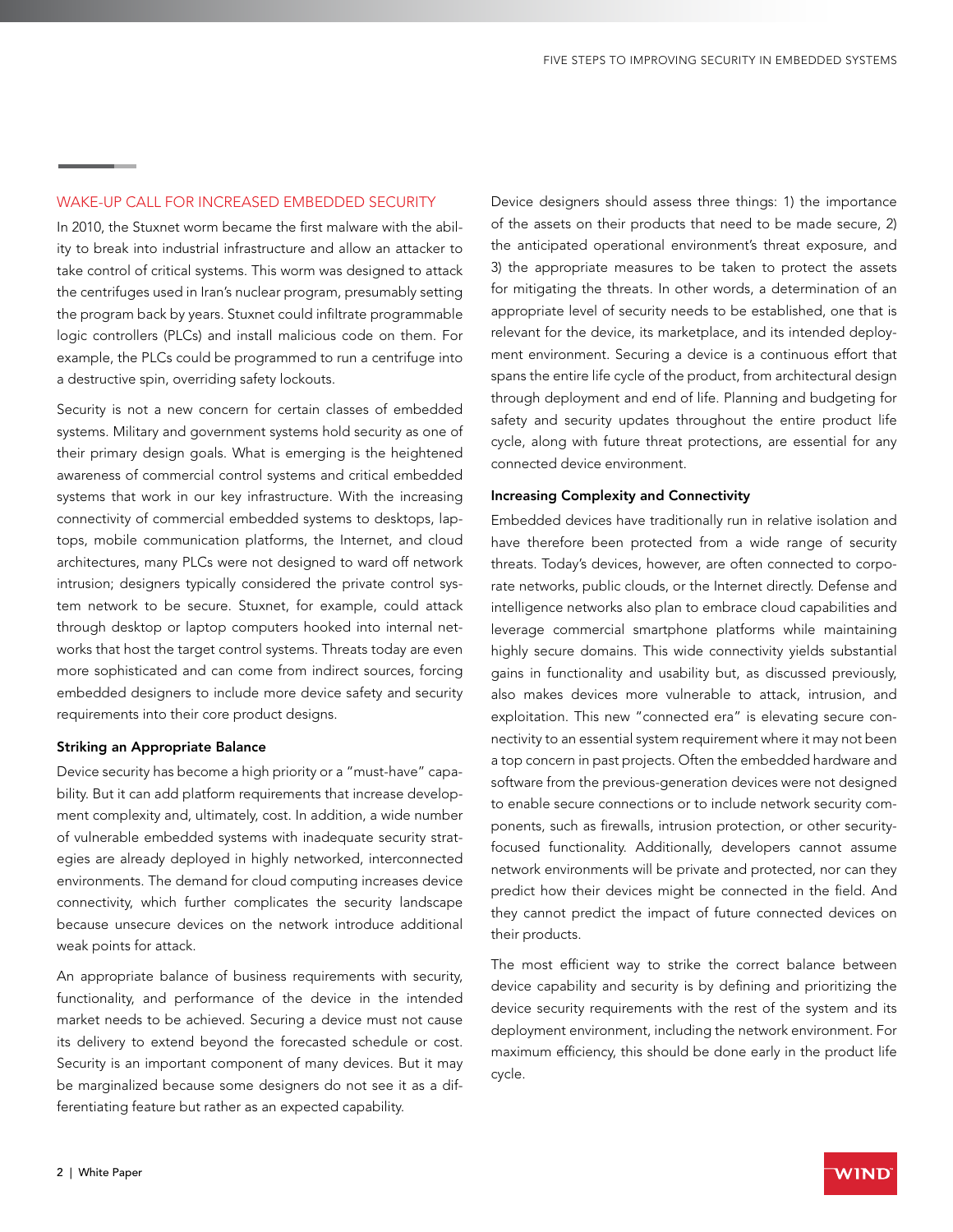## WAKE-UP CALL FOR INCREASED EMBEDDED SECURITY

In 2010, the Stuxnet worm became the first malware with the ability to break into industrial infrastructure and allow an attacker to take control of critical systems. This worm was designed to attack the centrifuges used in Iran's nuclear program, presumably setting the program back by years. Stuxnet could infiltrate programmable logic controllers (PLCs) and install malicious code on them. For example, the PLCs could be programmed to run a centrifuge into a destructive spin, overriding safety lockouts.

Security is not a new concern for certain classes of embedded systems. Military and government systems hold security as one of their primary design goals. What is emerging is the heightened awareness of commercial control systems and critical embedded systems that work in our key infrastructure. With the increasing connectivity of commercial embedded systems to desktops, laptops, mobile communication platforms, the Internet, and cloud architectures, many PLCs were not designed to ward off network intrusion; designers typically considered the private control system network to be secure. Stuxnet, for example, could attack through desktop or laptop computers hooked into internal networks that host the target control systems. Threats today are even more sophisticated and can come from indirect sources, forcing embedded designers to include more device safety and security requirements into their core product designs.

### Striking an Appropriate Balance

Device security has become a high priority or a "must-have" capability. But it can add platform requirements that increase development complexity and, ultimately, cost. In addition, a wide number of vulnerable embedded systems with inadequate security strategies are already deployed in highly networked, interconnected environments. The demand for cloud computing increases device connectivity, which further complicates the security landscape because unsecure devices on the network introduce additional weak points for attack.

An appropriate balance of business requirements with security, functionality, and performance of the device in the intended market needs to be achieved. Securing a device must not cause its delivery to extend beyond the forecasted schedule or cost. Security is an important component of many devices. But it may be marginalized because some designers do not see it as a differentiating feature but rather as an expected capability.

Device designers should assess three things: 1) the importance of the assets on their products that need to be made secure, 2) the anticipated operational environment's threat exposure, and 3) the appropriate measures to be taken to protect the assets for mitigating the threats. In other words, a determination of an appropriate level of security needs to be established, one that is relevant for the device, its marketplace, and its intended deployment environment. Securing a device is a continuous effort that spans the entire life cycle of the product, from architectural design through deployment and end of life. Planning and budgeting for safety and security updates throughout the entire product life cycle, along with future threat protections, are essential for any connected device environment.

### Increasing Complexity and Connectivity

Embedded devices have traditionally run in relative isolation and have therefore been protected from a wide range of security threats. Today's devices, however, are often connected to corporate networks, public clouds, or the Internet directly. Defense and intelligence networks also plan to embrace cloud capabilities and leverage commercial smartphone platforms while maintaining highly secure domains. This wide connectivity yields substantial gains in functionality and usability but, as discussed previously, also makes devices more vulnerable to attack, intrusion, and exploitation. This new "connected era" is elevating secure connectivity to an essential system requirement where it may not been a top concern in past projects. Often the embedded hardware and software from the previous-generation devices were not designed to enable secure connections or to include network security components, such as firewalls, intrusion protection, or other security-focused functionality. Additionally, developers cannot assume network environments will be private and protected, nor can they predict how their devices might be connected in the field. And they cannot predict the impact of future connected devices on their products.

The most efficient way to strike the correct balance between device capability and security is by defining and prioritizing the device security requirements with the rest of the system and its deployment environment, including the network environment. For maximum efficiency, this should be done early in the product life cycle.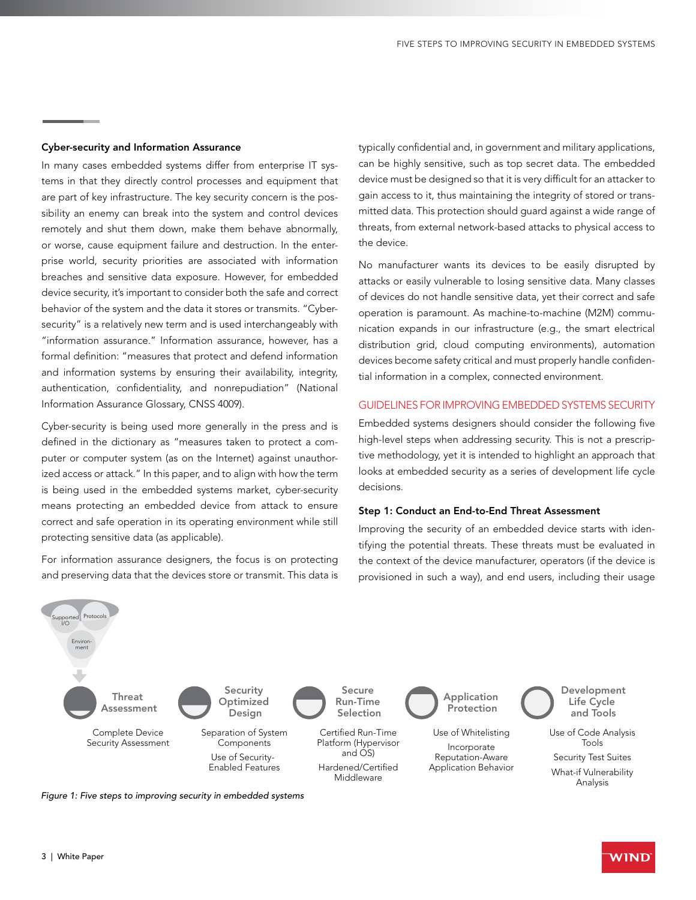### Cyber-security and Information Assurance

In many cases embedded systems differ from enterprise IT systems in that they directly control processes and equipment that are part of key infrastructure. The key security concern is the possibility an enemy can break into the system and control devices remotely and shut them down, make them behave abnormally, or worse, cause equipment failure and destruction. In the enterprise world, security priorities are associated with information breaches and sensitive data exposure. However, for embedded device security, it's important to consider both the safe and correct behavior of the system and the data it stores or transmits. "Cyber-security" is a relatively new term and is used interchangeably with "information assurance." Information assurance, however, has a formal definition: "measures that protect and defend information and information systems by ensuring their availability, integrity, authentication, confidentiality, and nonrepudiation" (National Information Assurance Glossary, CNSS 4009).

Cyber-security is being used more generally in the press and is defined in the dictionary as "measures taken to protect a computer or computer system (as on the Internet) against unauthorized access or attack." In this paper, and to align with how the term is being used in the embedded systems market, cyber-security means protecting an embedded device from attack to ensure correct and safe operation in its operating environment while still protecting sensitive data (as applicable).

For information assurance designers, the focus is on protecting and preserving data that the devices store or transmit. This data is typically confidential and, in government and military applications, can be highly sensitive, such as top secret data. The embedded device must be designed so that it is very difficult for an attacker to gain access to it, thus maintaining the integrity of stored or transmitted data. This protection should guard against a wide range of threats, from external network-based attacks to physical access to the device.

No manufacturer wants its devices to be easily disrupted by attacks or easily vulnerable to losing sensitive data. Many classes of devices do not handle sensitive data, yet their correct and safe operation is paramount. As machine-to-machine (M2M) communication expands in our infrastructure (e.g., the smart electrical distribution grid, cloud computing environments), automation devices become safety critical and must properly handle confidential information in a complex, connected environment.

## GUIDELINES FOR IMPROVING EMBEDDED SYSTEMS SECURITY

Embedded systems designers should consider the following five high-level steps when addressing security. This is not a prescriptive methodology, yet it is intended to highlight an approach that looks at embedded security as a series of development life cycle decisions.

### Step 1: Conduct an End-to-End Threat Assessment

Improving the security of an embedded device starts with identifying the potential threats. These threats must be evaluated in the context of the device manufacturer, operators (if the device is provisioned in such a way), and end users, including their usage

Supported I/O — Protocols — Environment

| Threat Assessment | Security Optimized Design | Secure Run-Time Selection | Application Protection | Development Life Cycle and Tools |
|---|---|---|---|---|
| Complete Device Security Assessment | Separation of System Components | Certified Run-Time Platform (Hypervisor and OS) | Use of Whitelisting | Use of Code Analysis Tools |
| | Use of Security-Enabled Features | Hardened/Certified Middleware | Incorporate Reputation-Aware Application Behavior | Security Test Suites |
| | | | | What-if Vulnerability Analysis |

*Figure 1: Five steps to improving security in embedded systems*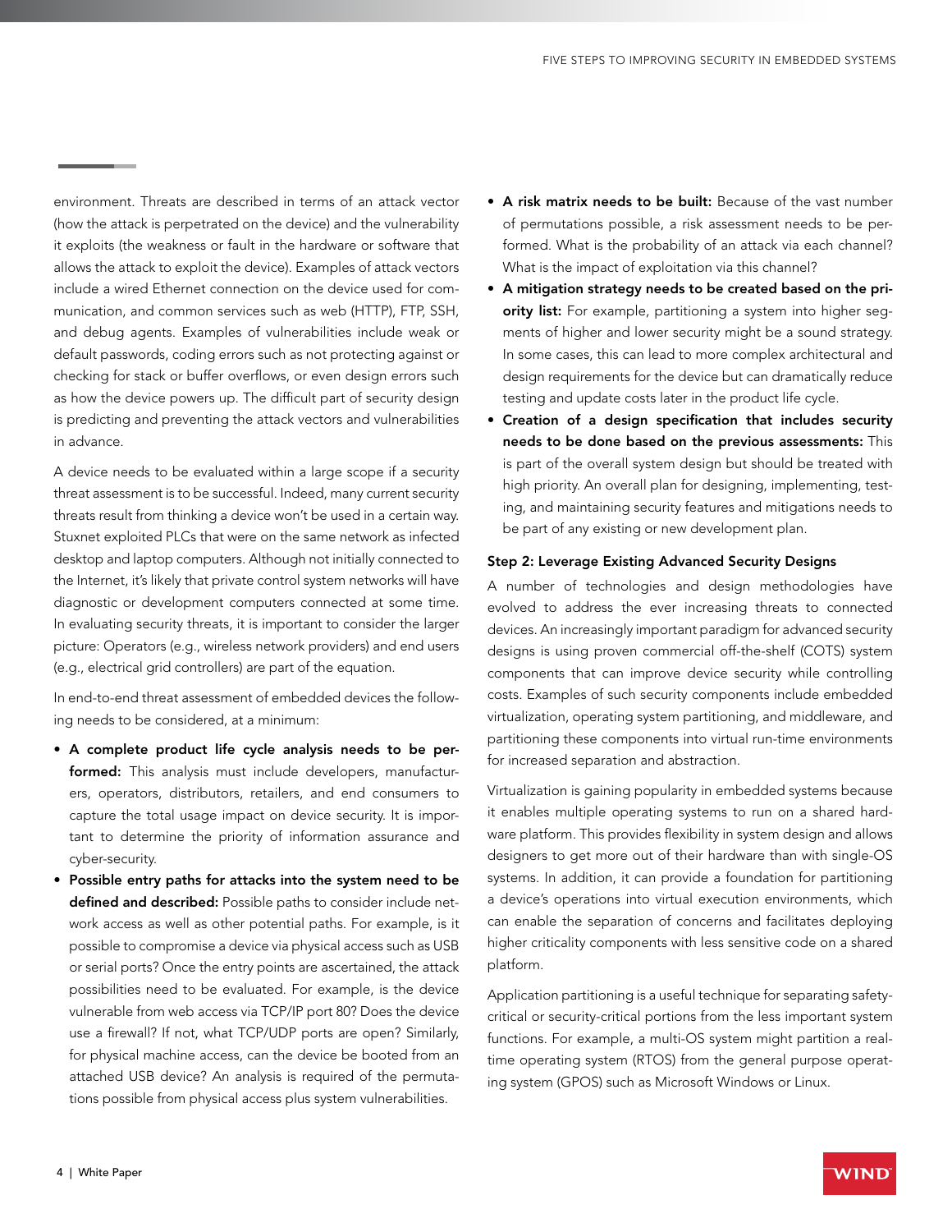environment. Threats are described in terms of an attack vector (how the attack is perpetrated on the device) and the vulnerability it exploits (the weakness or fault in the hardware or software that allows the attack to exploit the device). Examples of attack vectors include a wired Ethernet connection on the device used for communication, and common services such as web (HTTP), FTP, SSH, and debug agents. Examples of vulnerabilities include weak or default passwords, coding errors such as not protecting against or checking for stack or buffer overflows, or even design errors such as how the device powers up. The difficult part of security design is predicting and preventing the attack vectors and vulnerabilities in advance.

A device needs to be evaluated within a large scope if a security threat assessment is to be successful. Indeed, many current security threats result from thinking a device won't be used in a certain way. Stuxnet exploited PLCs that were on the same network as infected desktop and laptop computers. Although not initially connected to the Internet, it's likely that private control system networks will have diagnostic or development computers connected at some time. In evaluating security threats, it is important to consider the larger picture: Operators (e.g., wireless network providers) and end users (e.g., electrical grid controllers) are part of the equation.

In end-to-end threat assessment of embedded devices the following needs to be considered, at a minimum:

- **A complete product life cycle analysis needs to be performed:** This analysis must include developers, manufacturers, operators, distributors, retailers, and end consumers to capture the total usage impact on device security. It is important to determine the priority of information assurance and cyber-security.
- **Possible entry paths for attacks into the system need to be defined and described:** Possible paths to consider include network access as well as other potential paths. For example, is it possible to compromise a device via physical access such as USB or serial ports? Once the entry points are ascertained, the attack possibilities need to be evaluated. For example, is the device vulnerable from web access via TCP/IP port 80? Does the device use a firewall? If not, what TCP/UDP ports are open? Similarly, for physical machine access, can the device be booted from an attached USB device? An analysis is required of the permutations possible from physical access plus system vulnerabilities.
- **A risk matrix needs to be built:** Because of the vast number of permutations possible, a risk assessment needs to be performed. What is the probability of an attack via each channel? What is the impact of exploitation via this channel?
- **A mitigation strategy needs to be created based on the priority list:** For example, partitioning a system into higher segments of higher and lower security might be a sound strategy. In some cases, this can lead to more complex architectural and design requirements for the device but can dramatically reduce testing and update costs later in the product life cycle.
- **Creation of a design specification that includes security needs to be done based on the previous assessments:** This is part of the overall system design but should be treated with high priority. An overall plan for designing, implementing, testing, and maintaining security features and mitigations needs to be part of any existing or new development plan.

### Step 2: Leverage Existing Advanced Security Designs

A number of technologies and design methodologies have evolved to address the ever increasing threats to connected devices. An increasingly important paradigm for advanced security designs is using proven commercial off-the-shelf (COTS) system components that can improve device security while controlling costs. Examples of such security components include embedded virtualization, operating system partitioning, and middleware, and partitioning these components into virtual run-time environments for increased separation and abstraction.

Virtualization is gaining popularity in embedded systems because it enables multiple operating systems to run on a shared hardware platform. This provides flexibility in system design and allows designers to get more out of their hardware than with single-OS systems. In addition, it can provide a foundation for partitioning a device's operations into virtual execution environments, which can enable the separation of concerns and facilitates deploying higher criticality components with less sensitive code on a shared platform.

Application partitioning is a useful technique for separating safety-critical or security-critical portions from the less important system functions. For example, a multi-OS system might partition a real-time operating system (RTOS) from the general purpose operating system (GPOS) such as Microsoft Windows or Linux.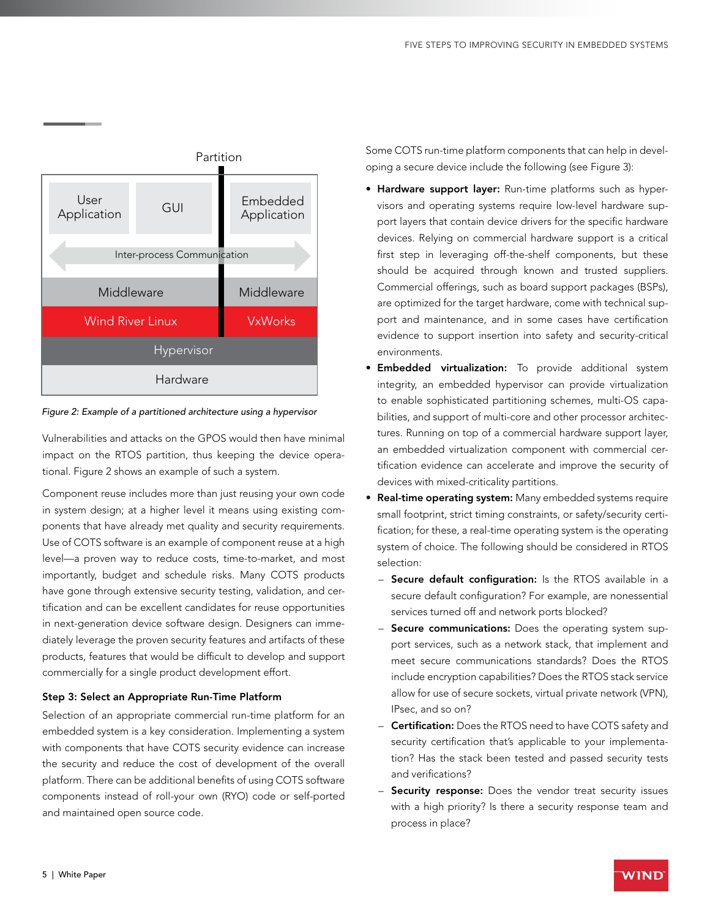| Partition | | |
|---|---|---|
| User Application | GUI | Embedded Application |
| Inter-process Communication | | |
| Middleware | | Middleware |
| Wind River Linux | | VxWorks |
| Hypervisor | | |
| Hardware | | |

*Figure 2: Example of a partitioned architecture using a hypervisor*

Vulnerabilities and attacks on the GPOS would then have minimal impact on the RTOS partition, thus keeping the device operational. Figure 2 shows an example of such a system.

Component reuse includes more than just reusing your own code in system design; at a higher level it means using existing components that have already met quality and security requirements. Use of COTS software is an example of component reuse at a high level—a proven way to reduce costs, time-to-market, and most importantly, budget and schedule risks. Many COTS products have gone through extensive security testing, validation, and certification and can be excellent candidates for reuse opportunities in next-generation device software design. Designers can immediately leverage the proven security features and artifacts of these products, features that would be difficult to develop and support commercially for a single product development effort.

### Step 3: Select an Appropriate Run-Time Platform

Selection of an appropriate commercial run-time platform for an embedded system is a key consideration. Implementing a system with components that have COTS security evidence can increase the security and reduce the cost of development of the overall platform. There can be additional benefits of using COTS software components instead of roll-your own (RYO) code or self-ported and maintained open source code.

Some COTS run-time platform components that can help in developing a secure device include the following (see Figure 3):

- **Hardware support layer:** Run-time platforms such as hypervisors and operating systems require low-level hardware support layers that contain device drivers for the specific hardware devices. Relying on commercial hardware support is a critical first step in leveraging off-the-shelf components, but these should be acquired through known and trusted suppliers. Commercial offerings, such as board support packages (BSPs), are optimized for the target hardware, come with technical support and maintenance, and in some cases have certification evidence to support insertion into safety and security-critical environments.
- **Embedded virtualization:** To provide additional system integrity, an embedded hypervisor can provide virtualization to enable sophisticated partitioning schemes, multi-OS capabilities, and support of multi-core and other processor architectures. Running on top of a commercial hardware support layer, an embedded virtualization component with commercial certification evidence can accelerate and improve the security of devices with mixed-criticality partitions.
- **Real-time operating system:** Many embedded systems require small footprint, strict timing constraints, or safety/security certification; for these, a real-time operating system is the operating system of choice. The following should be considered in RTOS selection:
  - **Secure default configuration:** Is the RTOS available in a secure default configuration? For example, are nonessential services turned off and network ports blocked?
  - **Secure communications:** Does the operating system support services, such as a network stack, that implement and meet secure communications standards? Does the RTOS include encryption capabilities? Does the RTOS stack service allow for use of secure sockets, virtual private network (VPN), IPsec, and so on?
  - **Certification:** Does the RTOS need to have COTS safety and security certification that's applicable to your implementation? Has the stack been tested and passed security tests and verifications?
  - **Security response:** Does the vendor treat security issues with a high priority? Is there a security response team and process in place?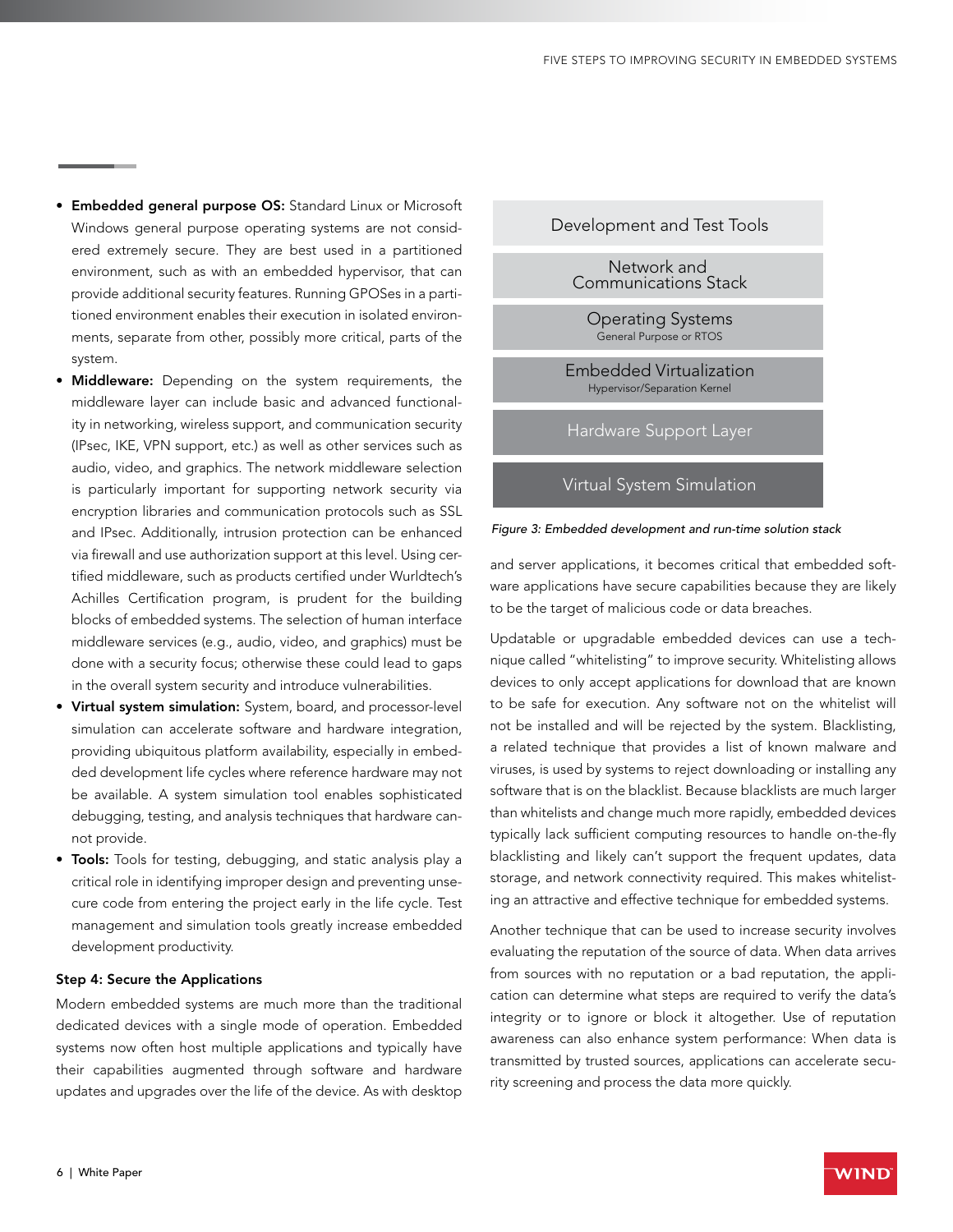- **Embedded general purpose OS:** Standard Linux or Microsoft Windows general purpose operating systems are not considered extremely secure. They are best used in a partitioned environment, such as with an embedded hypervisor, that can provide additional security features. Running GPOSes in a partitioned environment enables their execution in isolated environments, separate from other, possibly more critical, parts of the system.
- **Middleware:** Depending on the system requirements, the middleware layer can include basic and advanced functionality in networking, wireless support, and communication security (IPsec, IKE, VPN support, etc.) as well as other services such as audio, video, and graphics. The network middleware selection is particularly important for supporting network security via encryption libraries and communication protocols such as SSL and IPsec. Additionally, intrusion protection can be enhanced via firewall and use authorization support at this level. Using certified middleware, such as products certified under Wurldtech's Achilles Certification program, is prudent for the building blocks of embedded systems. The selection of human interface middleware services (e.g., audio, video, and graphics) must be done with a security focus; otherwise these could lead to gaps in the overall system security and introduce vulnerabilities.
- **Virtual system simulation:** System, board, and processor-level simulation can accelerate software and hardware integration, providing ubiquitous platform availability, especially in embedded development life cycles where reference hardware may not be available. A system simulation tool enables sophisticated debugging, testing, and analysis techniques that hardware cannot provide.
- **Tools:** Tools for testing, debugging, and static analysis play a critical role in identifying improper design and preventing unsecure code from entering the project early in the life cycle. Test management and simulation tools greatly increase embedded development productivity.

Development and Test Tools

Network and Communications Stack

Operating Systems
General Purpose or RTOS

Embedded Virtualization
Hypervisor/Separation Kernel

Hardware Support Layer

Virtual System Simulation

*Figure 3: Embedded development and run-time solution stack*

### Step 4: Secure the Applications

Modern embedded systems are much more than the traditional dedicated devices with a single mode of operation. Embedded systems now often host multiple applications and typically have their capabilities augmented through software and hardware updates and upgrades over the life of the device. As with desktop and server applications, it becomes critical that embedded software applications have secure capabilities because they are likely to be the target of malicious code or data breaches.

Updatable or upgradable embedded devices can use a technique called "whitelisting" to improve security. Whitelisting allows devices to only accept applications for download that are known to be safe for execution. Any software not on the whitelist will not be installed and will be rejected by the system. Blacklisting, a related technique that provides a list of known malware and viruses, is used by systems to reject downloading or installing any software that is on the blacklist. Because blacklists are much larger than whitelists and change much more rapidly, embedded devices typically lack sufficient computing resources to handle on-the-fly blacklisting and likely can't support the frequent updates, data storage, and network connectivity required. This makes whitelisting an attractive and effective technique for embedded systems.

Another technique that can be used to increase security involves evaluating the reputation of the source of data. When data arrives from sources with no reputation or a bad reputation, the application can determine what steps are required to verify the data's integrity or to ignore or block it altogether. Use of reputation awareness can also enhance system performance: When data is transmitted by trusted sources, applications can accelerate security screening and process the data more quickly.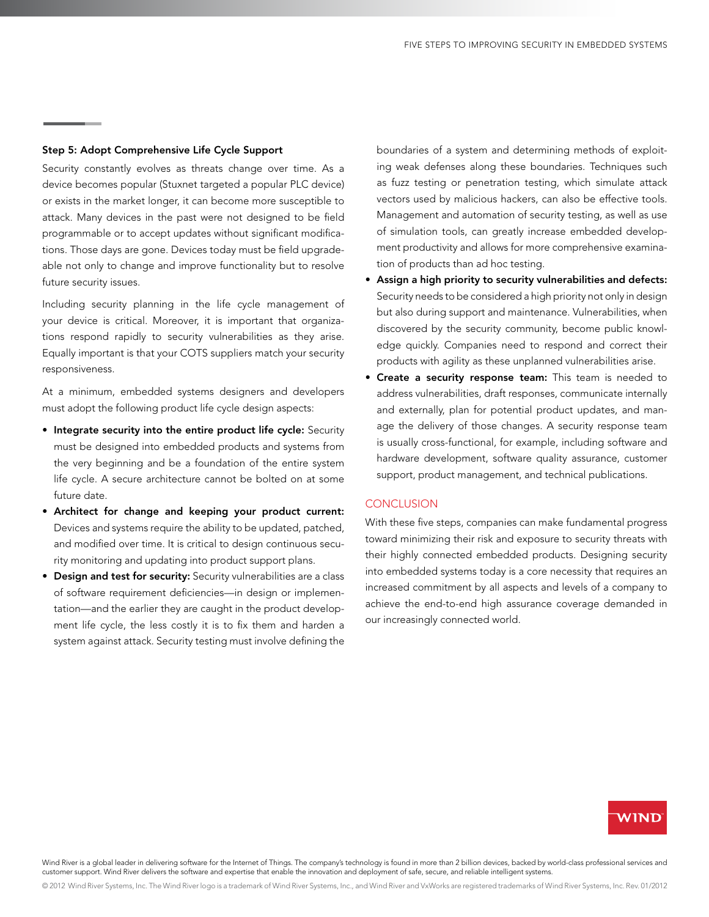### Step 5: Adopt Comprehensive Life Cycle Support

Security constantly evolves as threats change over time. As a device becomes popular (Stuxnet targeted a popular PLC device) or exists in the market longer, it can become more susceptible to attack. Many devices in the past were not designed to be field programmable or to accept updates without significant modifications. Those days are gone. Devices today must be field upgradeable not only to change and improve functionality but to resolve future security issues.

Including security planning in the life cycle management of your device is critical. Moreover, it is important that organizations respond rapidly to security vulnerabilities as they arise. Equally important is that your COTS suppliers match your security responsiveness.

At a minimum, embedded systems designers and developers must adopt the following product life cycle design aspects:

- **Integrate security into the entire product life cycle:** Security must be designed into embedded products and systems from the very beginning and be a foundation of the entire system life cycle. A secure architecture cannot be bolted on at some future date.
- **Architect for change and keeping your product current:** Devices and systems require the ability to be updated, patched, and modified over time. It is critical to design continuous security monitoring and updating into product support plans.
- **Design and test for security:** Security vulnerabilities are a class of software requirement deficiencies—in design or implementation—and the earlier they are caught in the product development life cycle, the less costly it is to fix them and harden a system against attack. Security testing must involve defining the boundaries of a system and determining methods of exploiting weak defenses along these boundaries. Techniques such as fuzz testing or penetration testing, which simulate attack vectors used by malicious hackers, can also be effective tools. Management and automation of security testing, as well as use of simulation tools, can greatly increase embedded development productivity and allows for more comprehensive examination of products than ad hoc testing.
- **Assign a high priority to security vulnerabilities and defects:** Security needs to be considered a high priority not only in design but also during support and maintenance. Vulnerabilities, when discovered by the security community, become public knowledge quickly. Companies need to respond and correct their products with agility as these unplanned vulnerabilities arise.
- **Create a security response team:** This team is needed to address vulnerabilities, draft responses, communicate internally and externally, plan for potential product updates, and manage the delivery of those changes. A security response team is usually cross-functional, for example, including software and hardware development, software quality assurance, customer support, product management, and technical publications.

## CONCLUSION

With these five steps, companies can make fundamental progress toward minimizing their risk and exposure to security threats with their highly connected embedded products. Designing security into embedded systems today is a core necessity that requires an increased commitment by all aspects and levels of a company to achieve the end-to-end high assurance coverage demanded in our increasingly connected world.

WIND

Wind River is a global leader in delivering software for the Internet of Things. The company's technology is found in more than 2 billion devices, backed by world-class professional services and customer support. Wind River delivers the software and expertise that enable the innovation and deployment of safe, secure, and reliable intelligent systems.

© 2012 Wind River Systems, Inc. The Wind River logo is a trademark of Wind River Systems, Inc., and Wind River and VxWorks are registered trademarks of Wind River Systems, Inc. Rev. 01/2012